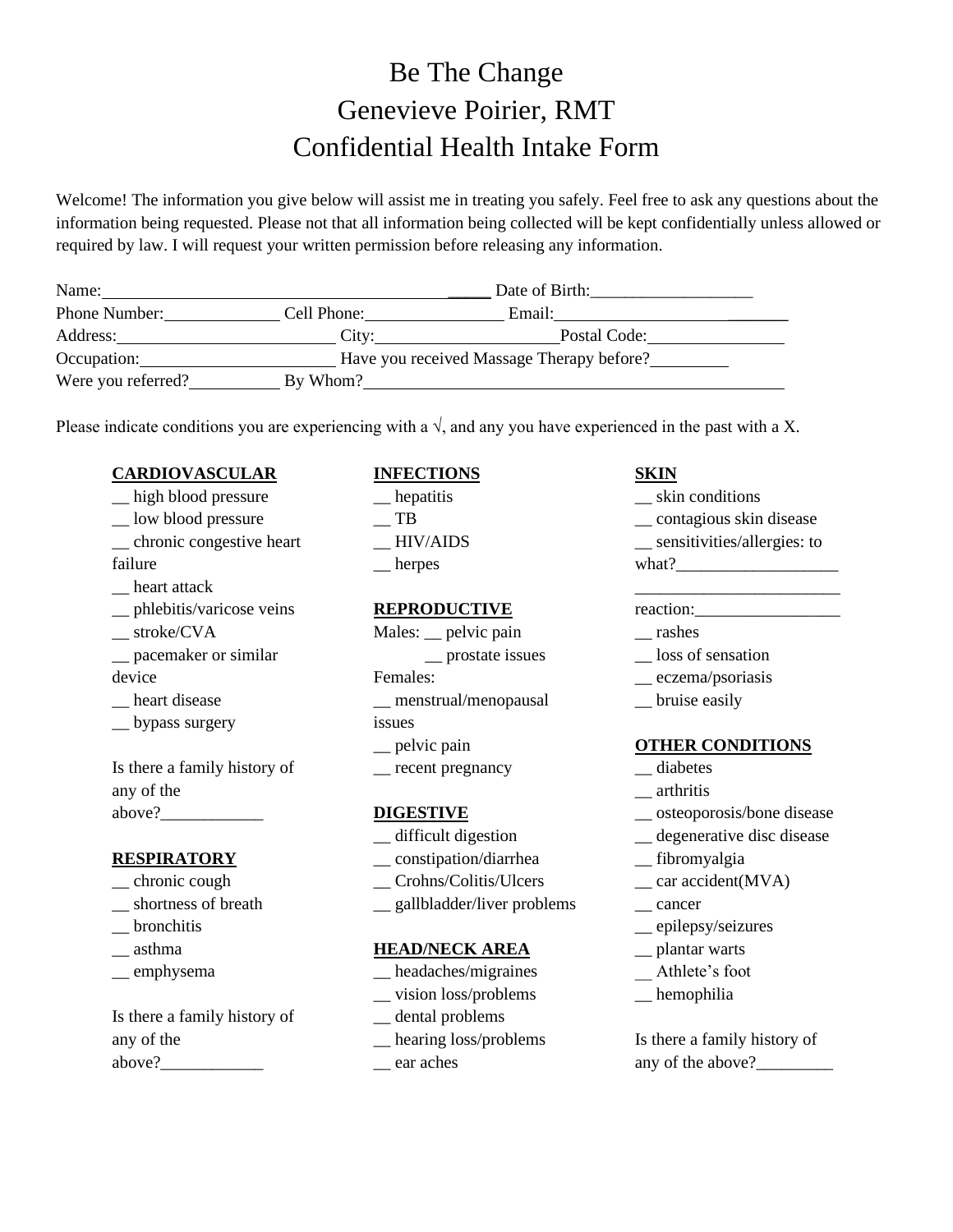# Be The Change
# Genevieve Poirier, RMT
# Confidential Health Intake Form

Welcome! The information you give below will assist me in treating you safely. Feel free to ask any questions about the information being requested. Please not that all information being collected will be kept confidentially unless allowed or required by law. I will request your written permission before releasing any information.

Name:________________________________________ Date of Birth:__________________

Phone Number:_____________ Cell Phone:________________ Email:___________________________

Address:_________________________ City:_____________________Postal Code:________________

Occupation:______________________ Have you received Massage Therapy before?_________

Were you referred?__________ By Whom?_________________________________________________

Please indicate conditions you are experiencing with a √, and any you have experienced in the past with a X.

**CARDIOVASCULAR**

__ high blood pressure
__ low blood pressure
__ chronic congestive heart failure
__ heart attack
__ phlebitis/varicose veins
__ stroke/CVA
__ pacemaker or similar device
__ heart disease
__ bypass surgery

Is there a family history of any of the above?____________

**RESPIRATORY**

__ chronic cough
__ shortness of breath
__ bronchitis
__ asthma
__ emphysema

Is there a family history of any of the above?____________

**INFECTIONS**

__ hepatitis
__ TB
__ HIV/AIDS
__ herpes

**REPRODUCTIVE**

Males: __ pelvic pain
__ prostate issues

Females:
__ menstrual/menopausal issues
__ pelvic pain
__ recent pregnancy

**DIGESTIVE**

__ difficult digestion
__ constipation/diarrhea
__ Crohns/Colitis/Ulcers
__ gallbladder/liver problems

**HEAD/NECK AREA**

__ headaches/migraines
__ vision loss/problems
__ dental problems
__ hearing loss/problems
__ ear aches

**SKIN**

__ skin conditions
__ contagious skin disease
__ sensitivities/allergies: to what?___________________
________________________
reaction:_________________
__ rashes
__ loss of sensation
__ eczema/psoriasis
__ bruise easily

**OTHER CONDITIONS**

__ diabetes
__ arthritis
__ osteoporosis/bone disease
__ degenerative disc disease
__ fibromyalgia
__ car accident(MVA)
__ cancer
__ epilepsy/seizures
__ plantar warts
__ Athlete's foot
__ hemophilia

Is there a family history of any of the above?_________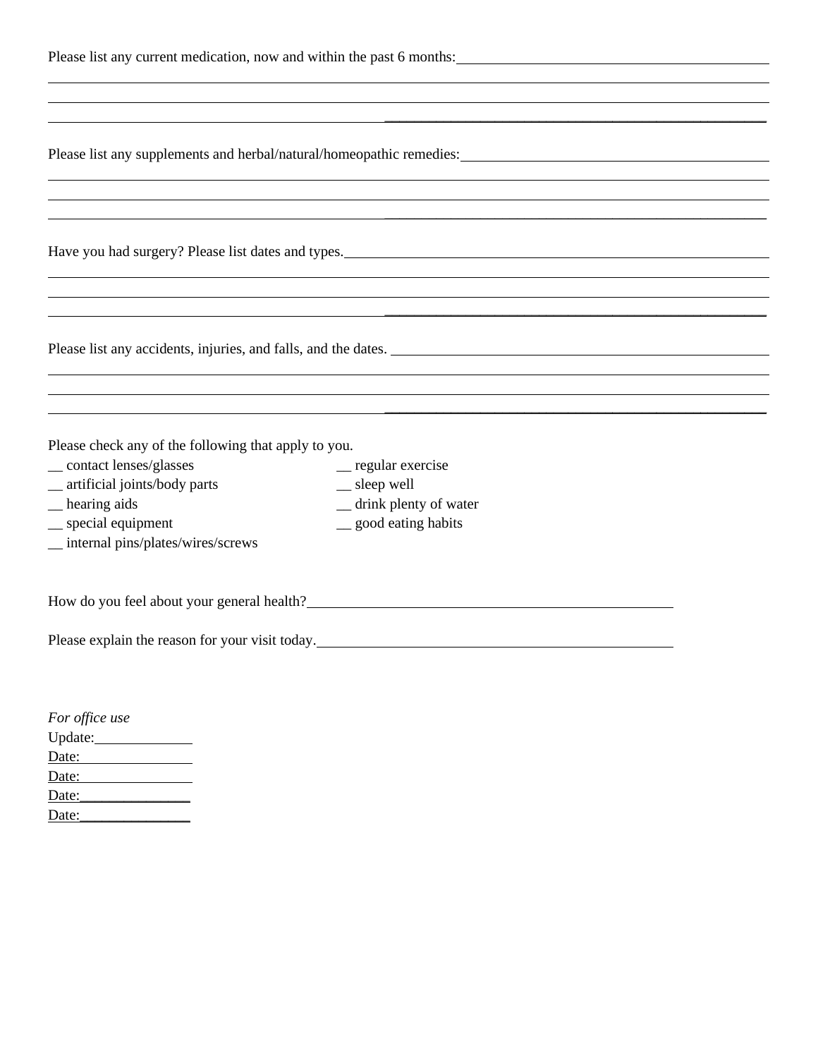Please list any current medication, now and within the past 6 months:\_\_\_\_\_\_\_\_\_\_\_\_\_\_\_\_\_\_\_\_\_\_\_\_\_\_\_\_\_\_\_\_\_\_\_\_\_\_\_\_

\_\_\_\_\_\_\_\_\_\_\_\_\_\_\_\_\_\_\_\_\_\_\_\_\_\_\_\_\_\_\_\_\_\_\_\_\_\_\_\_\_\_\_\_\_\_\_\_\_\_\_\_\_\_\_\_\_\_\_\_\_\_\_\_\_\_\_\_\_\_\_\_\_\_\_\_\_\_\_\_\_\_\_\_\_\_\_\_

\_\_\_\_\_\_\_\_\_\_\_\_\_\_\_\_\_\_\_\_\_\_\_\_\_\_\_\_\_\_\_\_\_\_\_\_\_\_\_\_\_\_\_\_\_\_\_\_\_\_\_\_\_\_\_\_\_\_\_\_\_\_\_\_\_\_\_\_\_\_\_\_\_\_\_\_\_\_\_\_\_\_\_\_\_\_\_\_

\_\_\_\_\_\_\_\_\_\_\_\_\_\_\_\_\_\_\_\_\_\_\_\_\_\_\_\_\_\_\_\_\_\_\_\_\_\_\_\_\_\_\_\_\_\_\_\_\_\_\_\_\_\_\_\_\_\_\_\_\_\_\_\_\_\_\_\_\_\_\_\_\_\_\_\_\_\_\_\_\_\_\_\_\_\_\_\_

Please list any supplements and herbal/natural/homeopathic remedies:\_\_\_\_\_\_\_\_\_\_\_\_\_\_\_\_\_\_\_\_\_\_\_\_\_\_\_\_\_\_\_\_\_\_\_\_\_\_\_\_

\_\_\_\_\_\_\_\_\_\_\_\_\_\_\_\_\_\_\_\_\_\_\_\_\_\_\_\_\_\_\_\_\_\_\_\_\_\_\_\_\_\_\_\_\_\_\_\_\_\_\_\_\_\_\_\_\_\_\_\_\_\_\_\_\_\_\_\_\_\_\_\_\_\_\_\_\_\_\_\_\_\_\_\_\_\_\_\_

\_\_\_\_\_\_\_\_\_\_\_\_\_\_\_\_\_\_\_\_\_\_\_\_\_\_\_\_\_\_\_\_\_\_\_\_\_\_\_\_\_\_\_\_\_\_\_\_\_\_\_\_\_\_\_\_\_\_\_\_\_\_\_\_\_\_\_\_\_\_\_\_\_\_\_\_\_\_\_\_\_\_\_\_\_\_\_\_

\_\_\_\_\_\_\_\_\_\_\_\_\_\_\_\_\_\_\_\_\_\_\_\_\_\_\_\_\_\_\_\_\_\_\_\_\_\_\_\_\_\_\_\_\_\_\_\_\_\_\_\_\_\_\_\_\_\_\_\_\_\_\_\_\_\_\_\_\_\_\_\_\_\_\_\_\_\_\_\_\_\_\_\_\_\_\_\_

Have you had surgery? Please list dates and types.\_\_\_\_\_\_\_\_\_\_\_\_\_\_\_\_\_\_\_\_\_\_\_\_\_\_\_\_\_\_\_\_\_\_\_\_\_\_\_\_\_\_\_\_\_\_\_\_\_\_

\_\_\_\_\_\_\_\_\_\_\_\_\_\_\_\_\_\_\_\_\_\_\_\_\_\_\_\_\_\_\_\_\_\_\_\_\_\_\_\_\_\_\_\_\_\_\_\_\_\_\_\_\_\_\_\_\_\_\_\_\_\_\_\_\_\_\_\_\_\_\_\_\_\_\_\_\_\_\_\_\_\_\_\_\_\_\_\_

\_\_\_\_\_\_\_\_\_\_\_\_\_\_\_\_\_\_\_\_\_\_\_\_\_\_\_\_\_\_\_\_\_\_\_\_\_\_\_\_\_\_\_\_\_\_\_\_\_\_\_\_\_\_\_\_\_\_\_\_\_\_\_\_\_\_\_\_\_\_\_\_\_\_\_\_\_\_\_\_\_\_\_\_\_\_\_\_

\_\_\_\_\_\_\_\_\_\_\_\_\_\_\_\_\_\_\_\_\_\_\_\_\_\_\_\_\_\_\_\_\_\_\_\_\_\_\_\_\_\_\_\_\_\_\_\_\_\_\_\_\_\_\_\_\_\_\_\_\_\_\_\_\_\_\_\_\_\_\_\_\_\_\_\_\_\_\_\_\_\_\_\_\_\_\_\_

Please list any accidents, injuries, and falls, and the dates. \_\_\_\_\_\_\_\_\_\_\_\_\_\_\_\_\_\_\_\_\_\_\_\_\_\_\_\_\_\_\_\_\_\_\_\_\_\_\_\_\_\_\_\_

\_\_\_\_\_\_\_\_\_\_\_\_\_\_\_\_\_\_\_\_\_\_\_\_\_\_\_\_\_\_\_\_\_\_\_\_\_\_\_\_\_\_\_\_\_\_\_\_\_\_\_\_\_\_\_\_\_\_\_\_\_\_\_\_\_\_\_\_\_\_\_\_\_\_\_\_\_\_\_\_\_\_\_\_\_\_\_\_

\_\_\_\_\_\_\_\_\_\_\_\_\_\_\_\_\_\_\_\_\_\_\_\_\_\_\_\_\_\_\_\_\_\_\_\_\_\_\_\_\_\_\_\_\_\_\_\_\_\_\_\_\_\_\_\_\_\_\_\_\_\_\_\_\_\_\_\_\_\_\_\_\_\_\_\_\_\_\_\_\_\_\_\_\_\_\_\_

\_\_\_\_\_\_\_\_\_\_\_\_\_\_\_\_\_\_\_\_\_\_\_\_\_\_\_\_\_\_\_\_\_\_\_\_\_\_\_\_\_\_\_\_\_\_\_\_\_\_\_\_\_\_\_\_\_\_\_\_\_\_\_\_\_\_\_\_\_\_\_\_\_\_\_\_\_\_\_\_\_\_\_\_\_\_\_\_

Please check any of the following that apply to you.

__ contact lenses/glasses
__ artificial joints/body parts
__ hearing aids
__ special equipment
__ internal pins/plates/wires/screws
__ regular exercise
__ sleep well
__ drink plenty of water
__ good eating habits

How do you feel about your general health?\_\_\_\_\_\_\_\_\_\_\_\_\_\_\_\_\_\_\_\_\_\_\_\_\_\_\_\_\_\_\_\_\_\_\_\_\_\_\_\_\_\_\_\_\_\_\_\_

Please explain the reason for your visit today.\_\_\_\_\_\_\_\_\_\_\_\_\_\_\_\_\_\_\_\_\_\_\_\_\_\_\_\_\_\_\_\_\_\_\_\_\_\_\_\_\_\_\_\_\_\_\_\_

*For office use*

Update:\_\_\_\_\_\_\_\_\_\_\_\_\_\_

Date:\_\_\_\_\_\_\_\_\_\_\_\_\_\_

Date:\_\_\_\_\_\_\_\_\_\_\_\_\_\_

Date:\_\_\_\_\_\_\_\_\_\_\_\_\_\_

Date:\_\_\_\_\_\_\_\_\_\_\_\_\_\_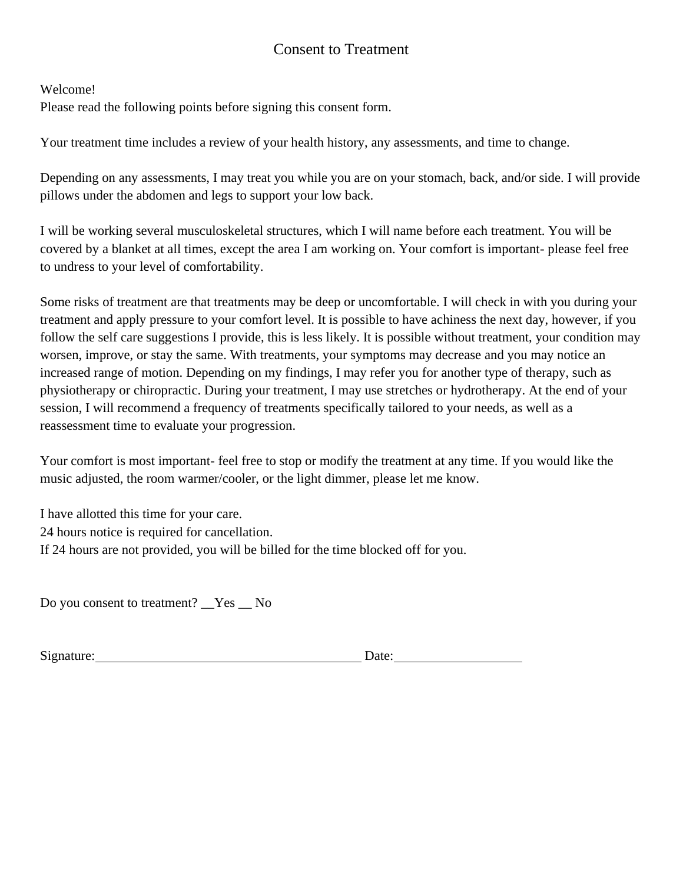# Consent to Treatment

Welcome!
Please read the following points before signing this consent form.

Your treatment time includes a review of your health history, any assessments, and time to change.

Depending on any assessments, I may treat you while you are on your stomach, back, and/or side. I will provide pillows under the abdomen and legs to support your low back.

I will be working several musculoskeletal structures, which I will name before each treatment. You will be covered by a blanket at all times, except the area I am working on. Your comfort is important- please feel free to undress to your level of comfortability.

Some risks of treatment are that treatments may be deep or uncomfortable. I will check in with you during your treatment and apply pressure to your comfort level. It is possible to have achiness the next day, however, if you follow the self care suggestions I provide, this is less likely. It is possible without treatment, your condition may worsen, improve, or stay the same. With treatments, your symptoms may decrease and you may notice an increased range of motion. Depending on my findings, I may refer you for another type of therapy, such as physiotherapy or chiropractic. During your treatment, I may use stretches or hydrotherapy. At the end of your session, I will recommend a frequency of treatments specifically tailored to your needs, as well as a reassessment time to evaluate your progression.

Your comfort is most important- feel free to stop or modify the treatment at any time. If you would like the music adjusted, the room warmer/cooler, or the light dimmer, please let me know.

I have allotted this time for your care.
24 hours notice is required for cancellation.
If 24 hours are not provided, you will be billed for the time blocked off for you.

Do you consent to treatment? __Yes __ No

Signature:________________________________________ Date:___________________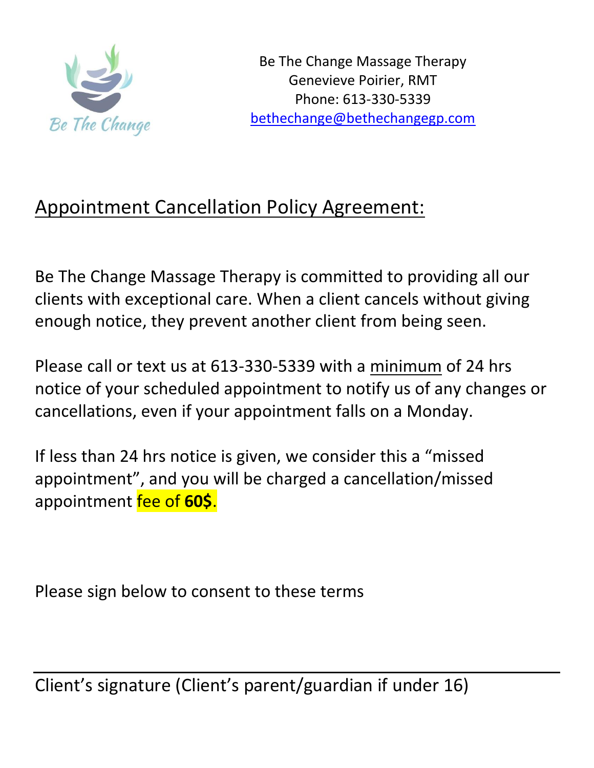Be The Change

Be The Change Massage Therapy
Genevieve Poirier, RMT
Phone: 613-330-5339
bethechange@bethechangegp.com

## Appointment Cancellation Policy Agreement:

Be The Change Massage Therapy is committed to providing all our clients with exceptional care. When a client cancels without giving enough notice, they prevent another client from being seen.

Please call or text us at 613-330-5339 with a minimum of 24 hrs notice of your scheduled appointment to notify us of any changes or cancellations, even if your appointment falls on a Monday.

If less than 24 hrs notice is given, we consider this a "missed appointment", and you will be charged a cancellation/missed appointment fee of **60$**.

Please sign below to consent to these terms

---

Client's signature (Client's parent/guardian if under 16)